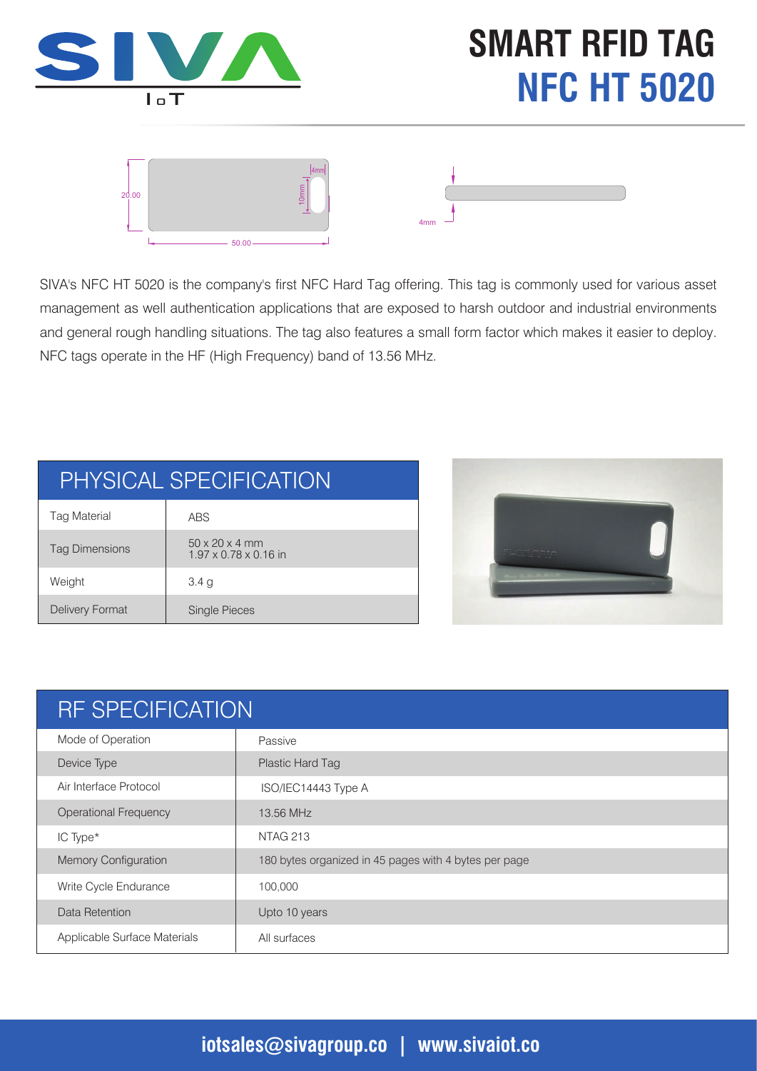# SMART RFID TAG

# NFC HT 5020

20.00

50.00

4mm

10mm

4mm

SIVA's NFC HT 5020 is the company's first NFC Hard Tag offering. This tag is commonly used for various asset management as well authentication applications that are exposed to harsh outdoor and industrial environments and general rough handling situations. The tag also features a small form factor which makes it easier to deploy. NFC tags operate in the HF (High Frequency) band of 13.56 MHz.

## PHYSICAL SPECIFICATION

| | |
|---|---|
| Tag Material | ABS |
| Tag Dimensions | 50 x 20 x 4 mm<br>1.97 x 0.78 x 0.16 in |
| Weight | 3.4 g |
| Delivery Format | Single Pieces |

## RF SPECIFICATION

| | |
|---|---|
| Mode of Operation | Passive |
| Device Type | Plastic Hard Tag |
| Air Interface Protocol | ISO/IEC14443 Type A |
| Operational Frequency | 13.56 MHz |
| IC Type* | NTAG 213 |
| Memory Configuration | 180 bytes organized in 45 pages with 4 bytes per page |
| Write Cycle Endurance | 100,000 |
| Data Retention | Upto 10 years |
| Applicable Surface Materials | All surfaces |

**iotsales@sivagroup.co | www.sivaiot.co**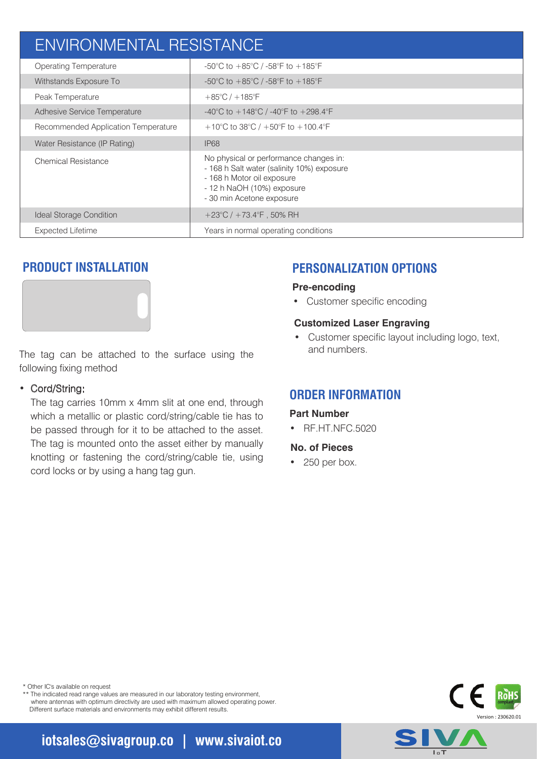## ENVIRONMENTAL RESISTANCE

| | |
|---|---|
| Operating Temperature | -50°C to +85°C / -58°F to +185°F |
| Withstands Exposure To | -50°C to +85°C / -58°F to +185°F |
| Peak Temperature | +85°C / +185°F |
| Adhesive Service Temperature | -40°C to +148°C / -40°F to +298.4°F |
| Recommended Application Temperature | +10°C to 38°C / +50°F to +100.4°F |
| Water Resistance (IP Rating) | IP68 |
| Chemical Resistance | No physical or performance changes in:<br>- 168 h Salt water (salinity 10%) exposure<br>- 168 h Motor oil exposure<br>- 12 h NaOH (10%) exposure<br>- 30 min Acetone exposure |
| Ideal Storage Condition | +23°C / +73.4°F , 50% RH |
| Expected Lifetime | Years in normal operating conditions |

## PRODUCT INSTALLATION

The tag can be attached to the surface using the following fixing method

- Cord/String:
  The tag carries 10mm x 4mm slit at one end, through which a metallic or plastic cord/string/cable tie has to be passed through for it to be attached to the asset. The tag is mounted onto the asset either by manually knotting or fastening the cord/string/cable tie, using cord locks or by using a hang tag gun.

## PERSONALIZATION OPTIONS

### Pre-encoding

- Customer specific encoding

### Customized Laser Engraving

- Customer specific layout including logo, text, and numbers.

## ORDER INFORMATION

### Part Number

- RF.HT.NFC.5020

### No. of Pieces

- 250 per box.

\* Other IC's available on request
\*\* The indicated read range values are measured in our laboratory testing environment, where antennas with optimum directivity are used with maximum allowed operating power. Different surface materials and environments may exhibit different results.

Version : 230620.01

iotsales@sivagroup.co | www.sivaiot.co